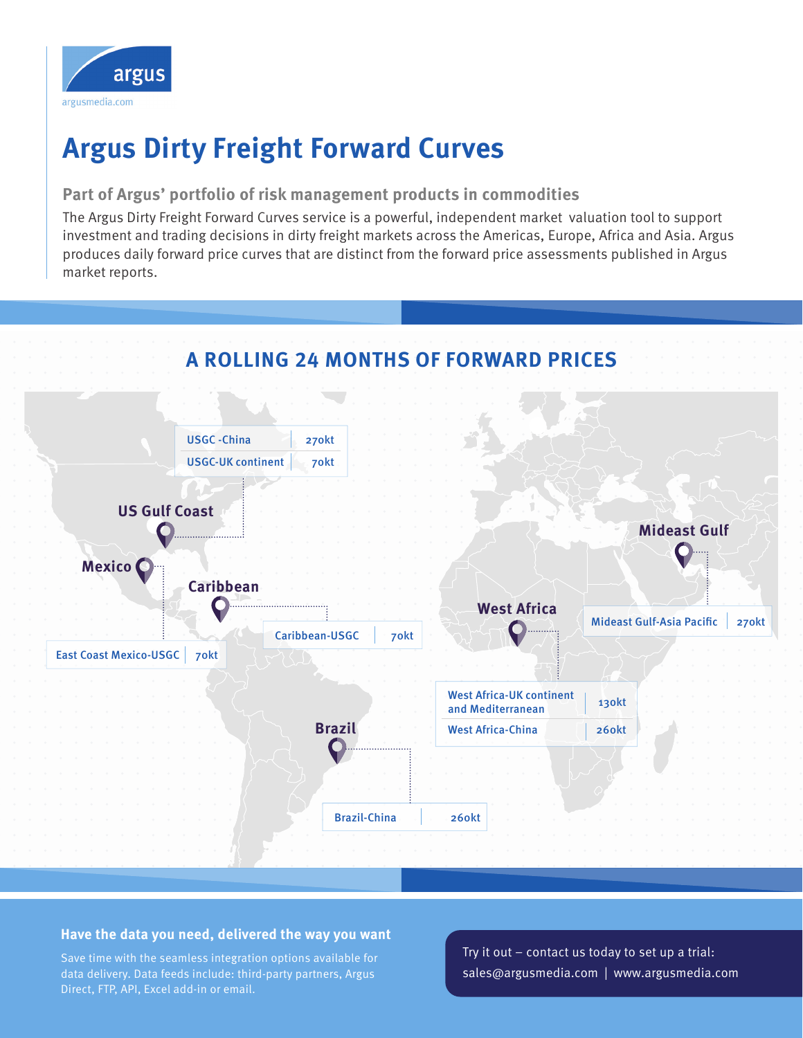argus

argusmedia.com

# Argus Dirty Freight Forward Curves

### Part of Argus' portfolio of risk management products in commodities

The Argus Dirty Freight Forward Curves service is a powerful, independent market valuation tool to support investment and trading decisions in dirty freight markets across the Americas, Europe, Africa and Asia. Argus produces daily forward price curves that are distinct from the forward price assessments published in Argus market reports.

## A ROLLING 24 MONTHS OF FORWARD PRICES

**US Gulf Coast**

| Route | Size |
|---|---|
| USGC-China | 270kt |
| USGC-UK continent | 70kt |

**Mexico**

| Route | Size |
|---|---|
| East Coast Mexico-USGC | 70kt |

**Caribbean**

| Route | Size |
|---|---|
| Caribbean-USGC | 70kt |

**Brazil**

| Route | Size |
|---|---|
| Brazil-China | 260kt |

**West Africa**

| Route | Size |
|---|---|
| West Africa-UK continent and Mediterranean | 130kt |
| West Africa-China | 260kt |

**Mideast Gulf**

| Route | Size |
|---|---|
| Mideast Gulf-Asia Pacific | 270kt |

**Have the data you need, delivered the way you want**

Save time with the seamless integration options available for data delivery. Data feeds include: third-party partners, Argus Direct, FTP, API, Excel add-in or email.

Try it out – contact us today to set up a trial:
sales@argusmedia.com | www.argusmedia.com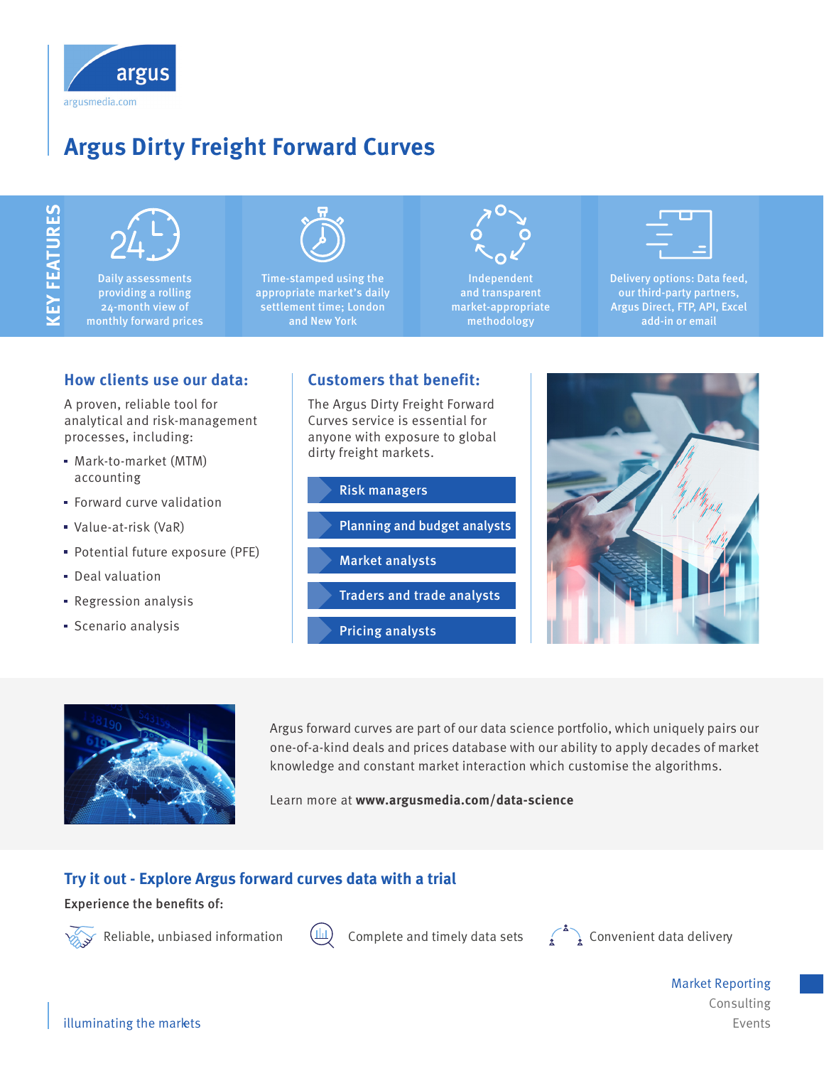argus

argusmedia.com

# Argus Dirty Freight Forward Curves

## KEY FEATURES

- Daily assessments providing a rolling 24-month view of monthly forward prices
- Time-stamped using the appropriate market's daily settlement time; London and New York
- Independent and transparent market-appropriate methodology
- Delivery options: Data feed, our third-party partners, Argus Direct, FTP, API, Excel add-in or email

## How clients use our data:

A proven, reliable tool for analytical and risk-management processes, including:

- Mark-to-market (MTM) accounting
- Forward curve validation
- Value-at-risk (VaR)
- Potential future exposure (PFE)
- Deal valuation
- Regression analysis
- Scenario analysis

## Customers that benefit:

The Argus Dirty Freight Forward Curves service is essential for anyone with exposure to global dirty freight markets.

- Risk managers
- Planning and budget analysts
- Market analysts
- Traders and trade analysts
- Pricing analysts

Argus forward curves are part of our data science portfolio, which uniquely pairs our one-of-a-kind deals and prices database with our ability to apply decades of market knowledge and constant market interaction which customise the algorithms.

Learn more at **www.argusmedia.com/data-science**

## Try it out - Explore Argus forward curves data with a trial

**Experience the benefits of:**

- Reliable, unbiased information
- Complete and timely data sets
- Convenient data delivery

illuminating the markets

Market Reporting
Consulting
Events